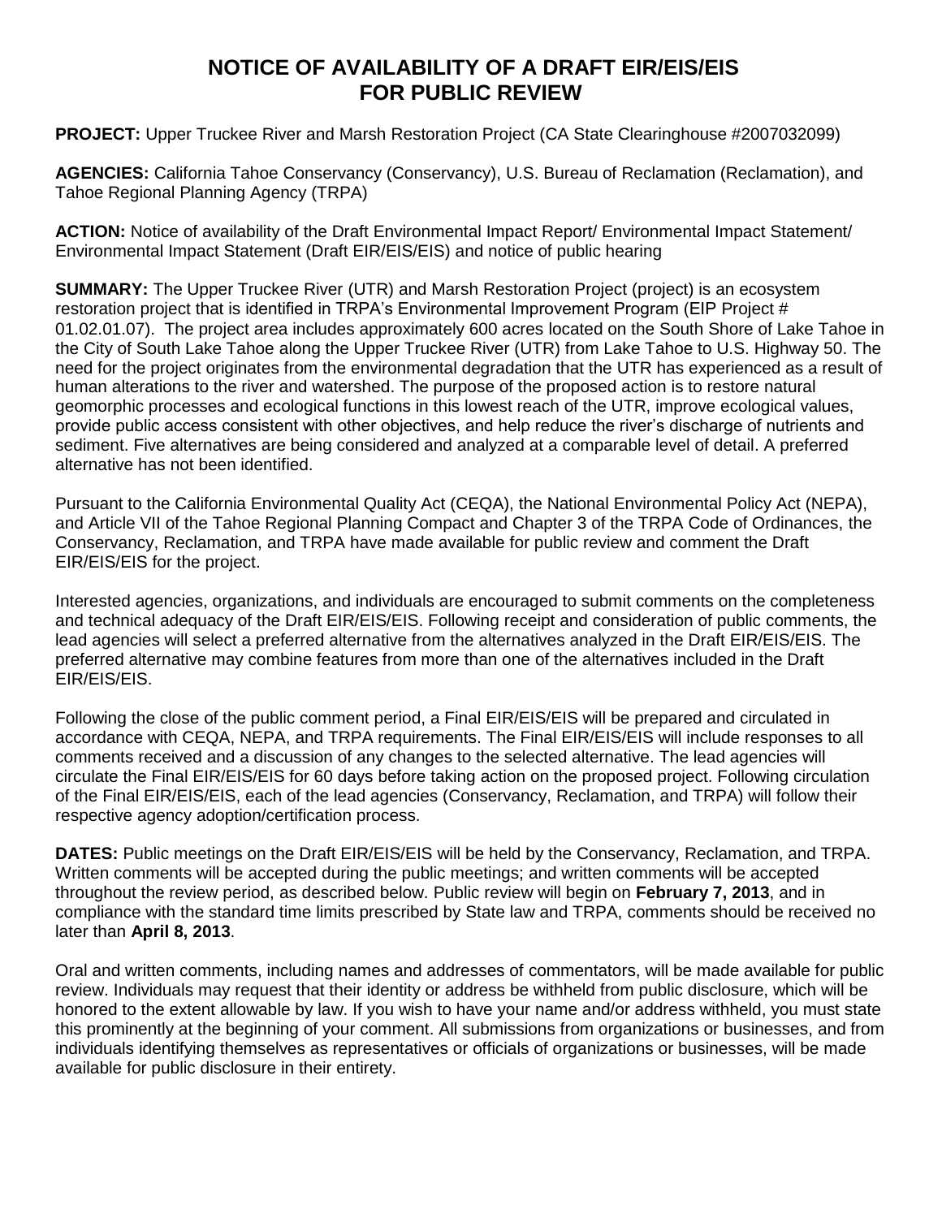# NOTICE OF AVAILABILITY OF A DRAFT EIR/EIS/EIS FOR PUBLIC REVIEW

**PROJECT:** Upper Truckee River and Marsh Restoration Project (CA State Clearinghouse #2007032099)

**AGENCIES:** California Tahoe Conservancy (Conservancy), U.S. Bureau of Reclamation (Reclamation), and Tahoe Regional Planning Agency (TRPA)

**ACTION:** Notice of availability of the Draft Environmental Impact Report/ Environmental Impact Statement/ Environmental Impact Statement (Draft EIR/EIS/EIS) and notice of public hearing

**SUMMARY:** The Upper Truckee River (UTR) and Marsh Restoration Project (project) is an ecosystem restoration project that is identified in TRPA's Environmental Improvement Program (EIP Project # 01.02.01.07). The project area includes approximately 600 acres located on the South Shore of Lake Tahoe in the City of South Lake Tahoe along the Upper Truckee River (UTR) from Lake Tahoe to U.S. Highway 50. The need for the project originates from the environmental degradation that the UTR has experienced as a result of human alterations to the river and watershed. The purpose of the proposed action is to restore natural geomorphic processes and ecological functions in this lowest reach of the UTR, improve ecological values, provide public access consistent with other objectives, and help reduce the river's discharge of nutrients and sediment. Five alternatives are being considered and analyzed at a comparable level of detail. A preferred alternative has not been identified.

Pursuant to the California Environmental Quality Act (CEQA), the National Environmental Policy Act (NEPA), and Article VII of the Tahoe Regional Planning Compact and Chapter 3 of the TRPA Code of Ordinances, the Conservancy, Reclamation, and TRPA have made available for public review and comment the Draft EIR/EIS/EIS for the project.

Interested agencies, organizations, and individuals are encouraged to submit comments on the completeness and technical adequacy of the Draft EIR/EIS/EIS. Following receipt and consideration of public comments, the lead agencies will select a preferred alternative from the alternatives analyzed in the Draft EIR/EIS/EIS. The preferred alternative may combine features from more than one of the alternatives included in the Draft EIR/EIS/EIS.

Following the close of the public comment period, a Final EIR/EIS/EIS will be prepared and circulated in accordance with CEQA, NEPA, and TRPA requirements. The Final EIR/EIS/EIS will include responses to all comments received and a discussion of any changes to the selected alternative. The lead agencies will circulate the Final EIR/EIS/EIS for 60 days before taking action on the proposed project. Following circulation of the Final EIR/EIS/EIS, each of the lead agencies (Conservancy, Reclamation, and TRPA) will follow their respective agency adoption/certification process.

**DATES:** Public meetings on the Draft EIR/EIS/EIS will be held by the Conservancy, Reclamation, and TRPA. Written comments will be accepted during the public meetings; and written comments will be accepted throughout the review period, as described below. Public review will begin on **February 7, 2013**, and in compliance with the standard time limits prescribed by State law and TRPA, comments should be received no later than **April 8, 2013**.

Oral and written comments, including names and addresses of commentators, will be made available for public review. Individuals may request that their identity or address be withheld from public disclosure, which will be honored to the extent allowable by law. If you wish to have your name and/or address withheld, you must state this prominently at the beginning of your comment. All submissions from organizations or businesses, and from individuals identifying themselves as representatives or officials of organizations or businesses, will be made available for public disclosure in their entirety.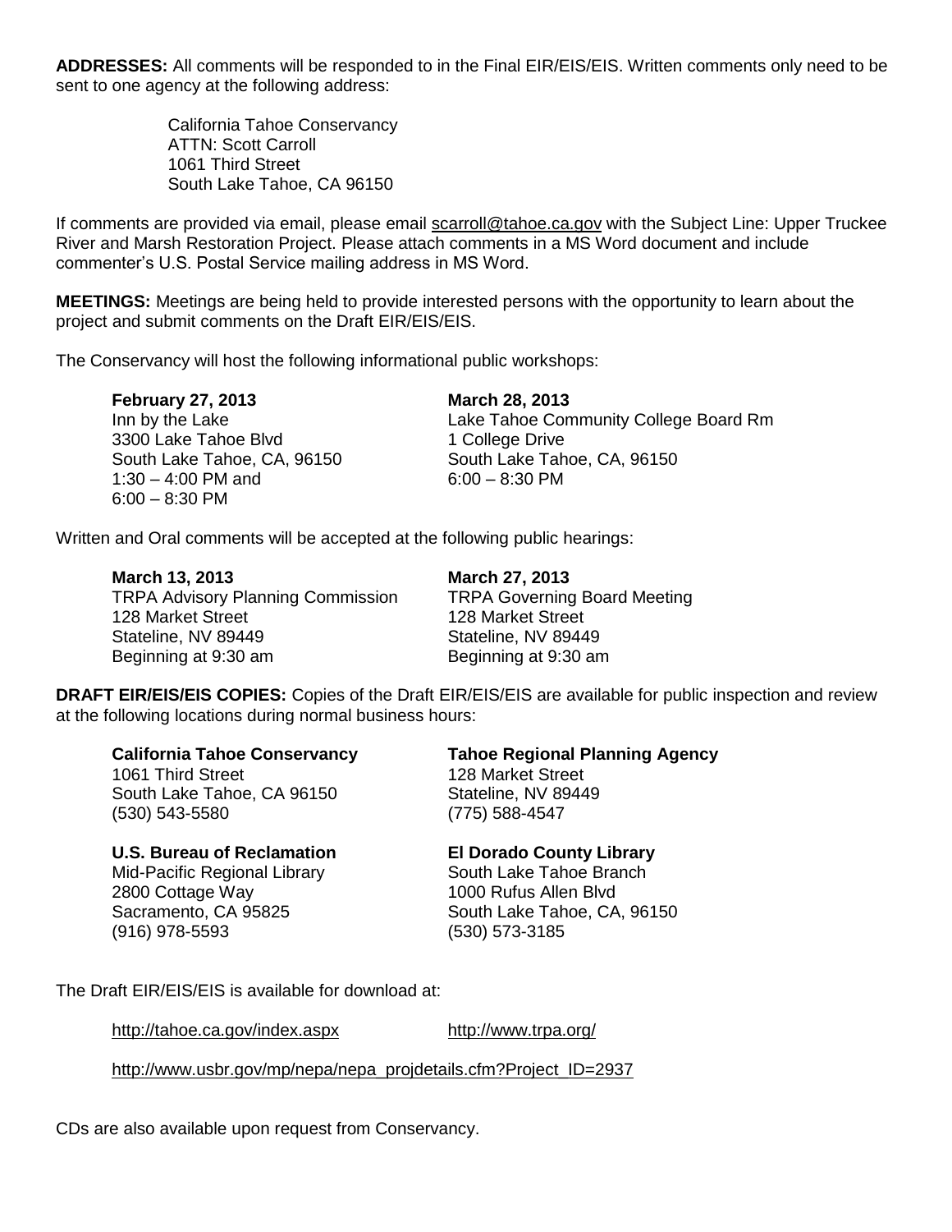**ADDRESSES:** All comments will be responded to in the Final EIR/EIS/EIS. Written comments only need to be sent to one agency at the following address:

California Tahoe Conservancy
ATTN: Scott Carroll
1061 Third Street
South Lake Tahoe, CA 96150

If comments are provided via email, please email scarroll@tahoe.ca.gov with the Subject Line: Upper Truckee River and Marsh Restoration Project. Please attach comments in a MS Word document and include commenter's U.S. Postal Service mailing address in MS Word.

**MEETINGS:** Meetings are being held to provide interested persons with the opportunity to learn about the project and submit comments on the Draft EIR/EIS/EIS.

The Conservancy will host the following informational public workshops:

**February 27, 2013**
Inn by the Lake
3300 Lake Tahoe Blvd
South Lake Tahoe, CA, 96150
1:30 – 4:00 PM and
6:00 – 8:30 PM

**March 28, 2013**
Lake Tahoe Community College Board Rm
1 College Drive
South Lake Tahoe, CA, 96150
6:00 – 8:30 PM

Written and Oral comments will be accepted at the following public hearings:

**March 13, 2013**
TRPA Advisory Planning Commission
128 Market Street
Stateline, NV 89449
Beginning at 9:30 am

**March 27, 2013**
TRPA Governing Board Meeting
128 Market Street
Stateline, NV 89449
Beginning at 9:30 am

**DRAFT EIR/EIS/EIS COPIES:** Copies of the Draft EIR/EIS/EIS are available for public inspection and review at the following locations during normal business hours:

**California Tahoe Conservancy**
1061 Third Street
South Lake Tahoe, CA 96150
(530) 543-5580

**Tahoe Regional Planning Agency**
128 Market Street
Stateline, NV 89449
(775) 588-4547

**U.S. Bureau of Reclamation**
Mid-Pacific Regional Library
2800 Cottage Way
Sacramento, CA 95825
(916) 978-5593

**El Dorado County Library**
South Lake Tahoe Branch
1000 Rufus Allen Blvd
South Lake Tahoe, CA, 96150
(530) 573-3185

The Draft EIR/EIS/EIS is available for download at:

http://tahoe.ca.gov/index.aspx

http://www.trpa.org/

http://www.usbr.gov/mp/nepa/nepa_projdetails.cfm?Project_ID=2937

CDs are also available upon request from Conservancy.